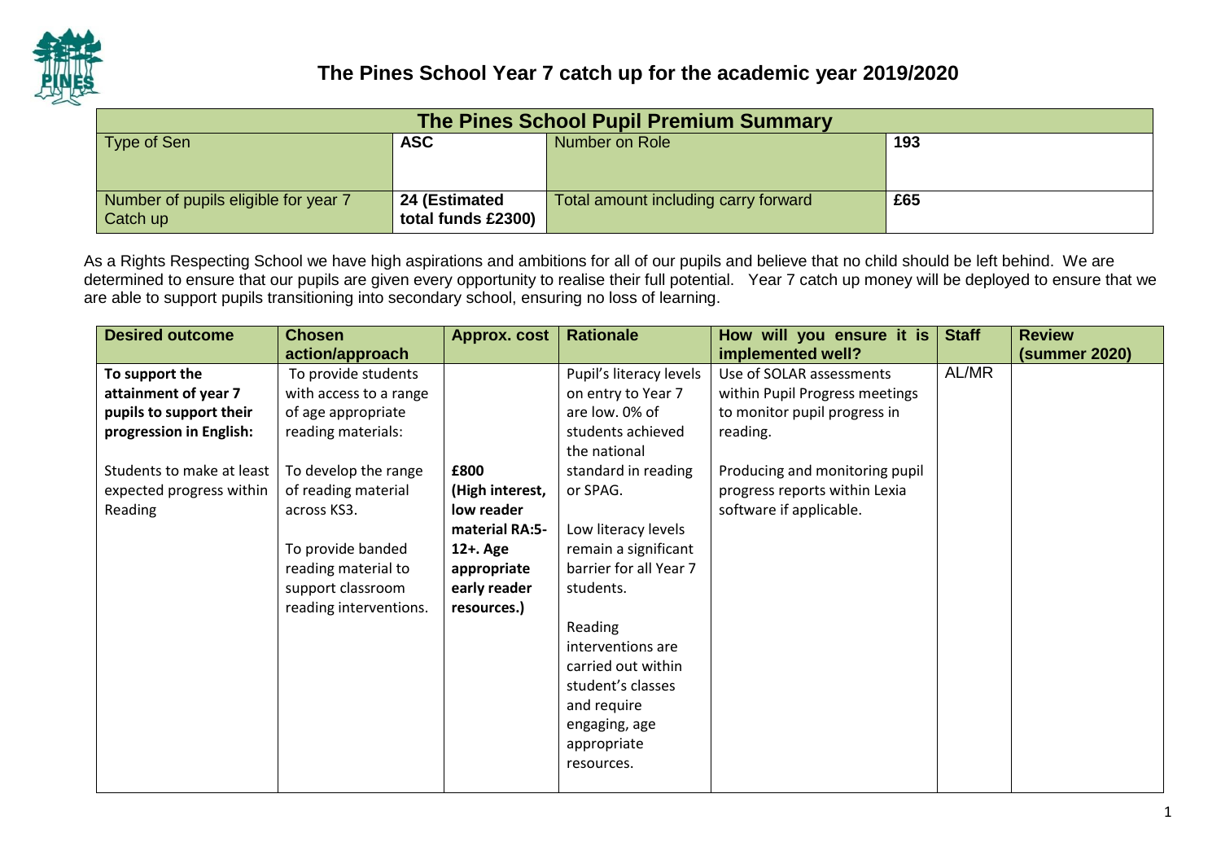# The Pines School Year 7 catch up for the academic year 2019/2020

| The Pines School Pupil Premium Summary | | | |
|---|---|---|---|
| Type of Sen | **ASC** | Number on Role | **193** |
| Number of pupils eligible for year 7 Catch up | **24 (Estimated total funds £2300)** | Total amount including carry forward | **£65** |

As a Rights Respecting School we have high aspirations and ambitions for all of our pupils and believe that no child should be left behind. We are determined to ensure that our pupils are given every opportunity to realise their full potential. Year 7 catch up money will be deployed to ensure that we are able to support pupils transitioning into secondary school, ensuring no loss of learning.

| Desired outcome | Chosen action/approach | Approx. cost | Rationale | How will you ensure it is implemented well? | Staff | Review (summer 2020) |
|---|---|---|---|---|---|---|
| **To support the attainment of year 7 pupils to support their progression in English:**<br><br>Students to make at least expected progress within Reading | To provide students with access to a range of age appropriate reading materials:<br><br>To develop the range of reading material across KS3.<br><br>To provide banded reading material to support classroom reading interventions. | **£800 (High interest, low reader material RA:5-12+. Age appropriate early reader resources.)** | Pupil's literacy levels on entry to Year 7 are low. 0% of students achieved the national standard in reading or SPAG.<br><br>Low literacy levels remain a significant barrier for all Year 7 students.<br><br>Reading interventions are carried out within student's classes and require engaging, age appropriate resources. | Use of SOLAR assessments within Pupil Progress meetings to monitor pupil progress in reading.<br><br>Producing and monitoring pupil progress reports within Lexia software if applicable. | AL/MR | |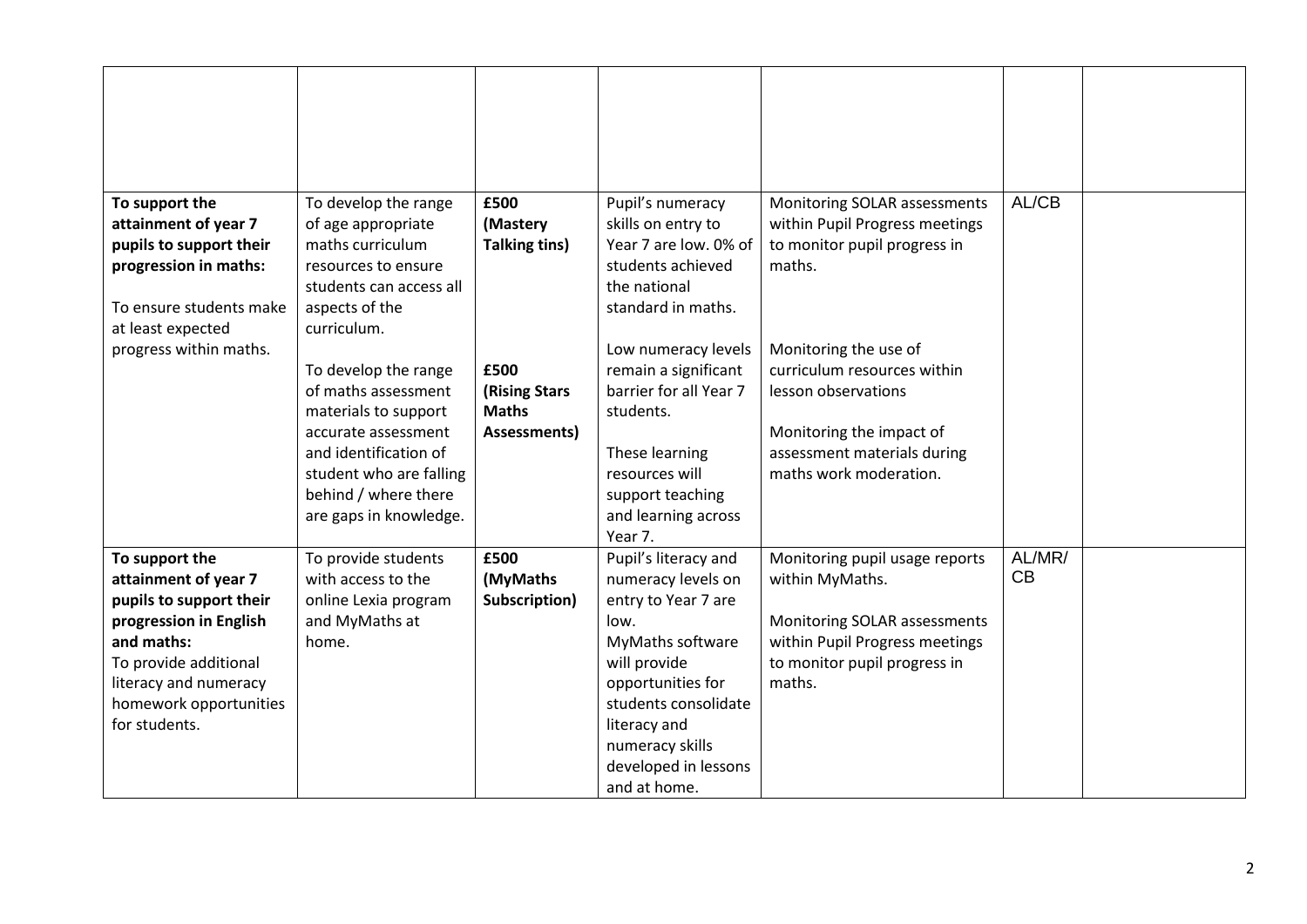| | | | | | | |
|---|---|---|---|---|---|---|
| | | | | | | |
| **To support the attainment of year 7 pupils to support their progression in maths:**<br><br>To ensure students make at least expected progress within maths. | To develop the range of age appropriate maths curriculum resources to ensure students can access all aspects of the curriculum.<br><br>To develop the range of maths assessment materials to support accurate assessment and identification of student who are falling behind / where there are gaps in knowledge. | **£500 (Mastery Talking tins)**<br><br>**£500 (Rising Stars Maths Assessments)** | Pupil's numeracy skills on entry to Year 7 are low. 0% of students achieved the national standard in maths.<br><br>Low numeracy levels remain a significant barrier for all Year 7 students.<br><br>These learning resources will support teaching and learning across Year 7. | Monitoring SOLAR assessments within Pupil Progress meetings to monitor pupil progress in maths.<br><br>Monitoring the use of curriculum resources within lesson observations<br><br>Monitoring the impact of assessment materials during maths work moderation. | AL/CB | |
| **To support the attainment of year 7 pupils to support their progression in English and maths:**<br>To provide additional literacy and numeracy homework opportunities for students. | To provide students with access to the online Lexia program and MyMaths at home. | **£500 (MyMaths Subscription)** | Pupil's literacy and numeracy levels on entry to Year 7 are low.<br>MyMaths software will provide opportunities for students consolidate literacy and numeracy skills developed in lessons and at home. | Monitoring pupil usage reports within MyMaths.<br><br>Monitoring SOLAR assessments within Pupil Progress meetings to monitor pupil progress in maths. | AL/MR/ CB | |